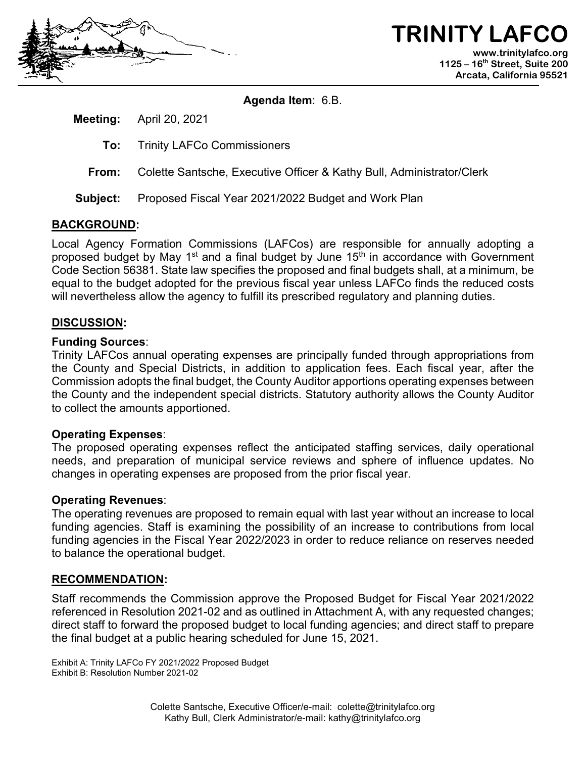# TRINITY LAFCO

**www.trinitylafco.org**
**1125 – 16th Street, Suite 200**
**Arcata, California 95521**

**Agenda Item**: 6.B.

**Meeting:** April 20, 2021

**To:** Trinity LAFCo Commissioners

**From:** Colette Santsche, Executive Officer & Kathy Bull, Administrator/Clerk

**Subject:** Proposed Fiscal Year 2021/2022 Budget and Work Plan

## BACKGROUND:

Local Agency Formation Commissions (LAFCos) are responsible for annually adopting a proposed budget by May 1st and a final budget by June 15th in accordance with Government Code Section 56381. State law specifies the proposed and final budgets shall, at a minimum, be equal to the budget adopted for the previous fiscal year unless LAFCo finds the reduced costs will nevertheless allow the agency to fulfill its prescribed regulatory and planning duties.

## DISCUSSION:

### Funding Sources:

Trinity LAFCos annual operating expenses are principally funded through appropriations from the County and Special Districts, in addition to application fees. Each fiscal year, after the Commission adopts the final budget, the County Auditor apportions operating expenses between the County and the independent special districts. Statutory authority allows the County Auditor to collect the amounts apportioned.

### Operating Expenses:

The proposed operating expenses reflect the anticipated staffing services, daily operational needs, and preparation of municipal service reviews and sphere of influence updates. No changes in operating expenses are proposed from the prior fiscal year.

### Operating Revenues:

The operating revenues are proposed to remain equal with last year without an increase to local funding agencies. Staff is examining the possibility of an increase to contributions from local funding agencies in the Fiscal Year 2022/2023 in order to reduce reliance on reserves needed to balance the operational budget.

## RECOMMENDATION:

Staff recommends the Commission approve the Proposed Budget for Fiscal Year 2021/2022 referenced in Resolution 2021-02 and as outlined in Attachment A, with any requested changes; direct staff to forward the proposed budget to local funding agencies; and direct staff to prepare the final budget at a public hearing scheduled for June 15, 2021.

Exhibit A: Trinity LAFCo FY 2021/2022 Proposed Budget
Exhibit B: Resolution Number 2021-02

Colette Santsche, Executive Officer/e-mail: colette@trinitylafco.org
Kathy Bull, Clerk Administrator/e-mail: kathy@trinitylafco.org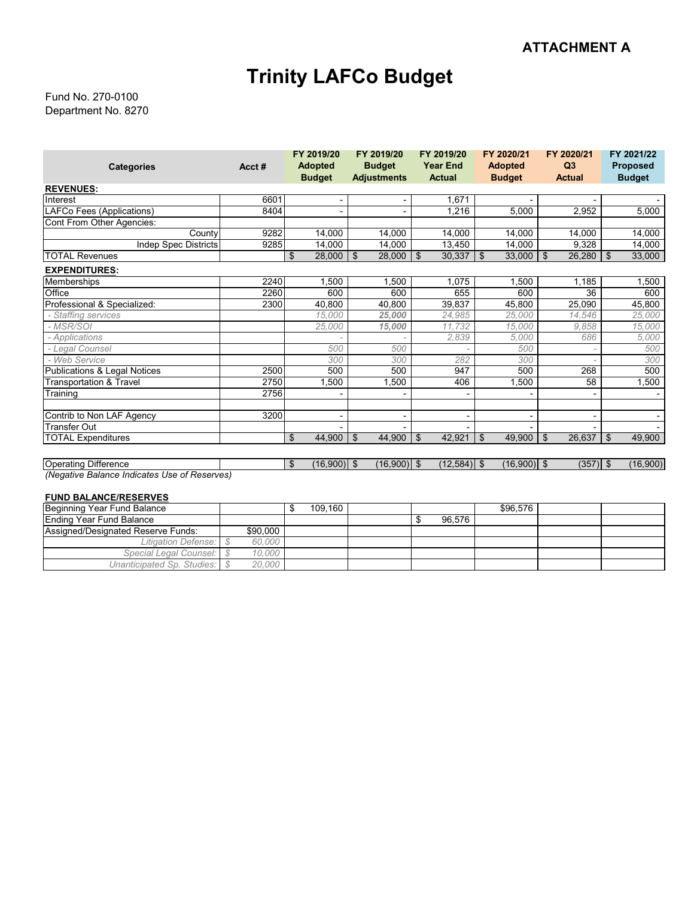**ATTACHMENT A**

# Trinity LAFCo Budget

Fund No. 270-0100
Department No. 8270

| Categories | Acct # | FY 2019/20 Adopted Budget | FY 2019/20 Budget Adjustments | FY 2019/20 Year End Actual | FY 2020/21 Adopted Budget | FY 2020/21 Q3 Actual | FY 2021/22 Proposed Budget |
|---|---|---|---|---|---|---|---|
| **REVENUES:** | | | | | | | |
| Interest | 6601 | - | - | 1,671 | - | - | - |
| LAFCo Fees (Applications) | 8404 | - | - | 1,216 | 5,000 | 2,952 | 5,000 |
| Cont From Other Agencies: | | | | | | | |
| County | 9282 | 14,000 | 14,000 | 14,000 | 14,000 | 14,000 | 14,000 |
| Indep Spec Districts | 9285 | 14,000 | 14,000 | 13,450 | 14,000 | 9,328 | 14,000 |
| TOTAL Revenues | | $ 28,000 | $ 28,000 | $ 30,337 | $ 33,000 | $ 26,280 | $ 33,000 |
| **EXPENDITURES:** | | | | | | | |
| Memberships | 2240 | 1,500 | 1,500 | 1,075 | 1,500 | 1,185 | 1,500 |
| Office | 2260 | 600 | 600 | 655 | 600 | 36 | 600 |
| Professional & Specialized: | 2300 | 40,800 | 40,800 | 39,837 | 45,800 | 25,090 | 45,800 |
| *- Staffing services* | | *15,000* | ***25,000*** | *24,985* | *25,000* | *14,546* | *25,000* |
| *- MSR/SOI* | | *25,000* | ***15,000*** | *11,732* | *15,000* | *9,858* | *15,000* |
| *- Applications* | | *-* | *-* | *2,839* | *5,000* | *686* | *5,000* |
| *- Legal Counsel* | | *500* | *500* | *-* | *500* | *-* | *500* |
| *- Web Service* | | *300* | *300* | *282* | *300* | *-* | *300* |
| Publications & Legal Notices | 2500 | 500 | 500 | 947 | 500 | 268 | 500 |
| Transportation & Travel | 2750 | 1,500 | 1,500 | 406 | 1,500 | 58 | 1,500 |
| Training | 2756 | - | - | - | - | - | - |
| | | | | | | | |
| Contrib to Non LAF Agency | 3200 | - | - | - | - | - | - |
| Transfer Out | | - | - | - | - | - | - |
| TOTAL Expenditures | | $ 44,900 | $ 44,900 | $ 42,921 | $ 49,900 | $ 26,637 | $ 49,900 |
| | | | | | | | |
| Operating Difference | | $ (16,900) | $ (16,900) | $ (12,584) | $ (16,900) | $ (357) | $ (16,900) |

*(Negative Balance Indicates Use of Reserves)*

**FUND BALANCE/RESERVES**

| | | FY 2019/20 Adopted Budget | FY 2019/20 Budget Adjustments | FY 2019/20 Year End Actual | FY 2020/21 Adopted Budget | FY 2020/21 Q3 Actual | FY 2021/22 Proposed Budget |
|---|---|---|---|---|---|---|---|
| Beginning Year Fund Balance | | $ 109,160 | | | $96,576 | | |
| Ending Year Fund Balance | | | | $ 96,576 | | | |
| Assigned/Designated Reserve Funds: | $90,000 | | | | | | |
| *Litigation Defense:* | *$ 60,000* | | | | | | |
| *Special Legal Counsel:* | *$ 10,000* | | | | | | |
| *Unanticipated Sp. Studies:* | *$ 20,000* | | | | | | |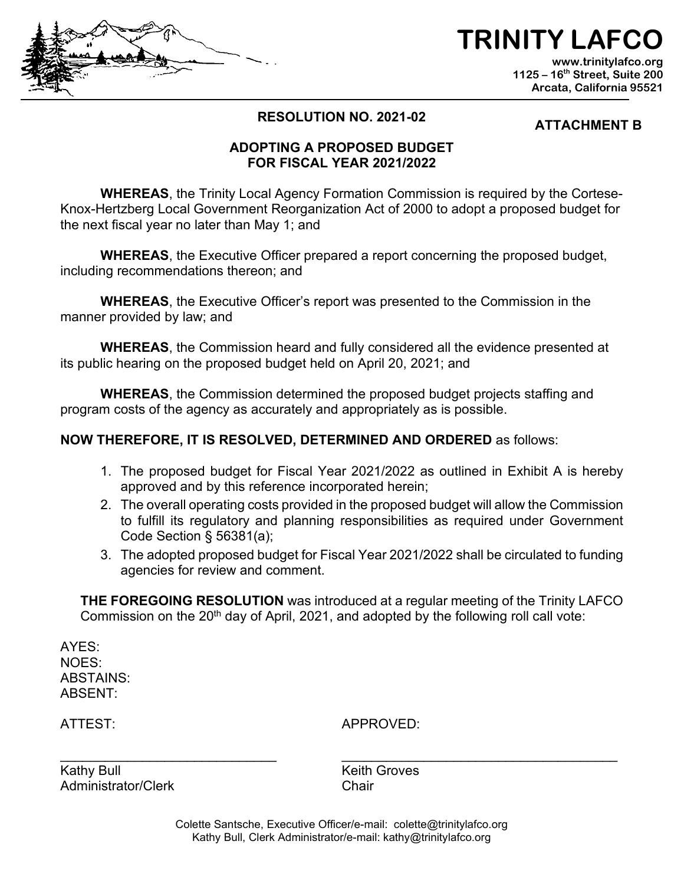# TRINITY LAFCO

www.trinitylafco.org
1125 – 16th Street, Suite 200
Arcata, California 95521

**RESOLUTION NO. 2021-02**

**ATTACHMENT B**

**ADOPTING A PROPOSED BUDGET
FOR FISCAL YEAR 2021/2022**

**WHEREAS**, the Trinity Local Agency Formation Commission is required by the Cortese-Knox-Hertzberg Local Government Reorganization Act of 2000 to adopt a proposed budget for the next fiscal year no later than May 1; and

**WHEREAS**, the Executive Officer prepared a report concerning the proposed budget, including recommendations thereon; and

**WHEREAS**, the Executive Officer's report was presented to the Commission in the manner provided by law; and

**WHEREAS**, the Commission heard and fully considered all the evidence presented at its public hearing on the proposed budget held on April 20, 2021; and

**WHEREAS**, the Commission determined the proposed budget projects staffing and program costs of the agency as accurately and appropriately as is possible.

**NOW THEREFORE, IT IS RESOLVED, DETERMINED AND ORDERED** as follows:

1. The proposed budget for Fiscal Year 2021/2022 as outlined in Exhibit A is hereby approved and by this reference incorporated herein;
2. The overall operating costs provided in the proposed budget will allow the Commission to fulfill its regulatory and planning responsibilities as required under Government Code Section § 56381(a);
3. The adopted proposed budget for Fiscal Year 2021/2022 shall be circulated to funding agencies for review and comment.

**THE FOREGOING RESOLUTION** was introduced at a regular meeting of the Trinity LAFCO Commission on the 20th day of April, 2021, and adopted by the following roll call vote:

AYES:
NOES:
ABSTAINS:
ABSENT:

ATTEST: APPROVED:

\_\_\_\_\_\_\_\_\_\_\_\_\_\_\_\_\_\_\_\_\_\_\_\_\_\_\_\_\_\_ \_\_\_\_\_\_\_\_\_\_\_\_\_\_\_\_\_\_\_\_\_\_\_\_\_\_\_\_\_\_\_\_\_\_\_\_\_\_

Kathy Bull
Administrator/Clerk

Keith Groves
Chair

Colette Santsche, Executive Officer/e-mail: colette@trinitylafco.org
Kathy Bull, Clerk Administrator/e-mail: kathy@trinitylafco.org